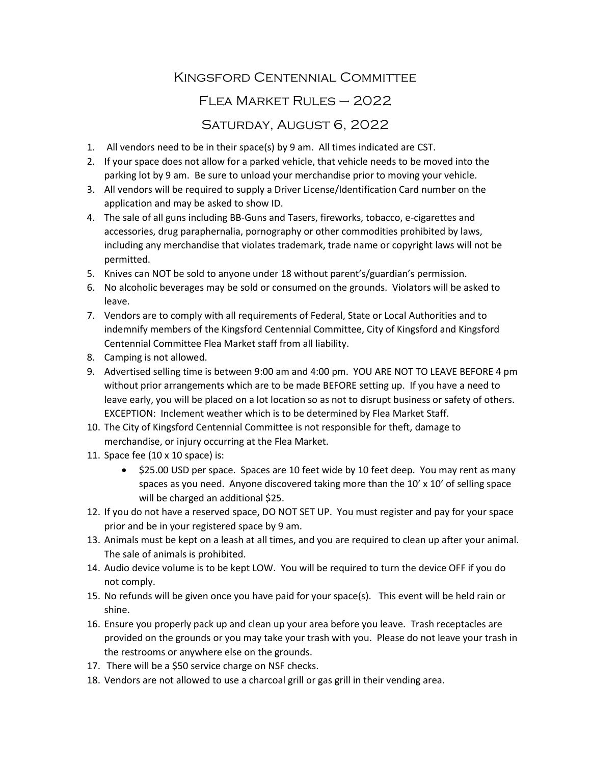# Kingsford Centennial Committee

## Flea Market Rules – 2022

## Saturday, August 6, 2022

1. All vendors need to be in their space(s) by 9 am. All times indicated are CST.
2. If your space does not allow for a parked vehicle, that vehicle needs to be moved into the parking lot by 9 am. Be sure to unload your merchandise prior to moving your vehicle.
3. All vendors will be required to supply a Driver License/Identification Card number on the application and may be asked to show ID.
4. The sale of all guns including BB-Guns and Tasers, fireworks, tobacco, e-cigarettes and accessories, drug paraphernalia, pornography or other commodities prohibited by laws, including any merchandise that violates trademark, trade name or copyright laws will not be permitted.
5. Knives can NOT be sold to anyone under 18 without parent's/guardian's permission.
6. No alcoholic beverages may be sold or consumed on the grounds. Violators will be asked to leave.
7. Vendors are to comply with all requirements of Federal, State or Local Authorities and to indemnify members of the Kingsford Centennial Committee, City of Kingsford and Kingsford Centennial Committee Flea Market staff from all liability.
8. Camping is not allowed.
9. Advertised selling time is between 9:00 am and 4:00 pm. YOU ARE NOT TO LEAVE BEFORE 4 pm without prior arrangements which are to be made BEFORE setting up. If you have a need to leave early, you will be placed on a lot location so as not to disrupt business or safety of others. EXCEPTION: Inclement weather which is to be determined by Flea Market Staff.
10. The City of Kingsford Centennial Committee is not responsible for theft, damage to merchandise, or injury occurring at the Flea Market.
11. Space fee (10 x 10 space) is:
    - $25.00 USD per space. Spaces are 10 feet wide by 10 feet deep. You may rent as many spaces as you need. Anyone discovered taking more than the 10' x 10' of selling space will be charged an additional $25.
12. If you do not have a reserved space, DO NOT SET UP. You must register and pay for your space prior and be in your registered space by 9 am.
13. Animals must be kept on a leash at all times, and you are required to clean up after your animal. The sale of animals is prohibited.
14. Audio device volume is to be kept LOW. You will be required to turn the device OFF if you do not comply.
15. No refunds will be given once you have paid for your space(s). This event will be held rain or shine.
16. Ensure you properly pack up and clean up your area before you leave. Trash receptacles are provided on the grounds or you may take your trash with you. Please do not leave your trash in the restrooms or anywhere else on the grounds.
17. There will be a $50 service charge on NSF checks.
18. Vendors are not allowed to use a charcoal grill or gas grill in their vending area.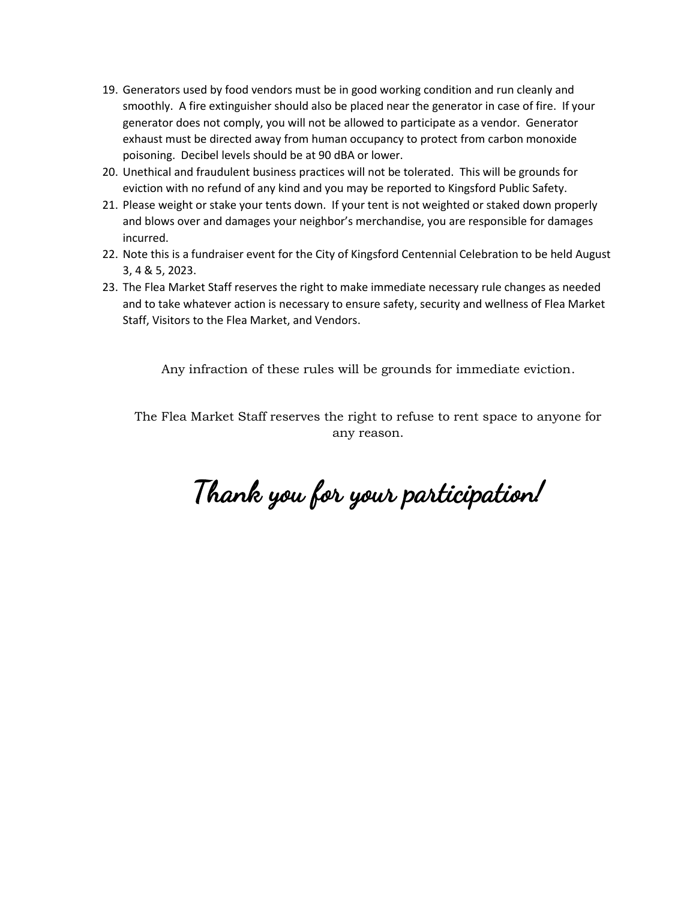19. Generators used by food vendors must be in good working condition and run cleanly and smoothly.  A fire extinguisher should also be placed near the generator in case of fire.  If your generator does not comply, you will not be allowed to participate as a vendor.  Generator exhaust must be directed away from human occupancy to protect from carbon monoxide poisoning.  Decibel levels should be at 90 dBA or lower.
20. Unethical and fraudulent business practices will not be tolerated.  This will be grounds for eviction with no refund of any kind and you may be reported to Kingsford Public Safety.
21. Please weight or stake your tents down.  If your tent is not weighted or staked down properly and blows over and damages your neighbor's merchandise, you are responsible for damages incurred.
22. Note this is a fundraiser event for the City of Kingsford Centennial Celebration to be held August 3, 4 & 5, 2023.
23. The Flea Market Staff reserves the right to make immediate necessary rule changes as needed and to take whatever action is necessary to ensure safety, security and wellness of Flea Market Staff, Visitors to the Flea Market, and Vendors.

Any infraction of these rules will be grounds for immediate eviction.

The Flea Market Staff reserves the right to refuse to rent space to anyone for any reason.

# *Thank you for your participation!*